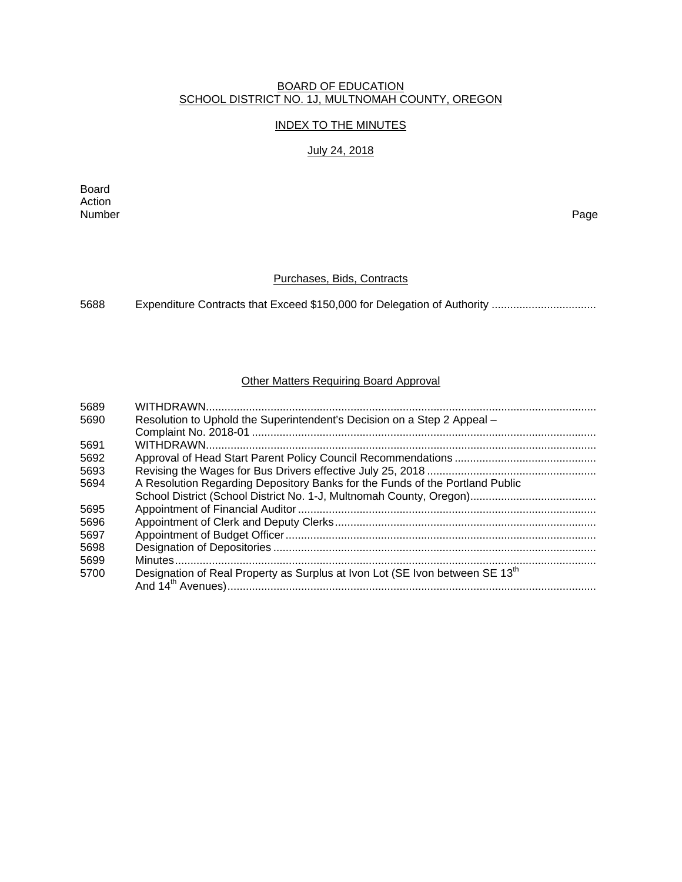BOARD OF EDUCATION
SCHOOL DISTRICT NO. 1J, MULTNOMAH COUNTY, OREGON

INDEX TO THE MINUTES

July 24, 2018

| Board Action Number | | Page |
|---|---|---|

## Purchases, Bids, Contracts

| | | |
|---|---|---|
| 5688 | Expenditure Contracts that Exceed $150,000 for Delegation of Authority | |

## Other Matters Requiring Board Approval

| | | |
|---|---|---|
| 5689 | WITHDRAWN | |
| 5690 | Resolution to Uphold the Superintendent's Decision on a Step 2 Appeal – Complaint No. 2018-01 | |
| 5691 | WITHDRAWN | |
| 5692 | Approval of Head Start Parent Policy Council Recommendations | |
| 5693 | Revising the Wages for Bus Drivers effective July 25, 2018 | |
| 5694 | A Resolution Regarding Depository Banks for the Funds of the Portland Public School District (School District No. 1-J, Multnomah County, Oregon) | |
| 5695 | Appointment of Financial Auditor | |
| 5696 | Appointment of Clerk and Deputy Clerks | |
| 5697 | Appointment of Budget Officer | |
| 5698 | Designation of Depositories | |
| 5699 | Minutes | |
| 5700 | Designation of Real Property as Surplus at Ivon Lot (SE Ivon between SE 13th And 14th Avenues) | |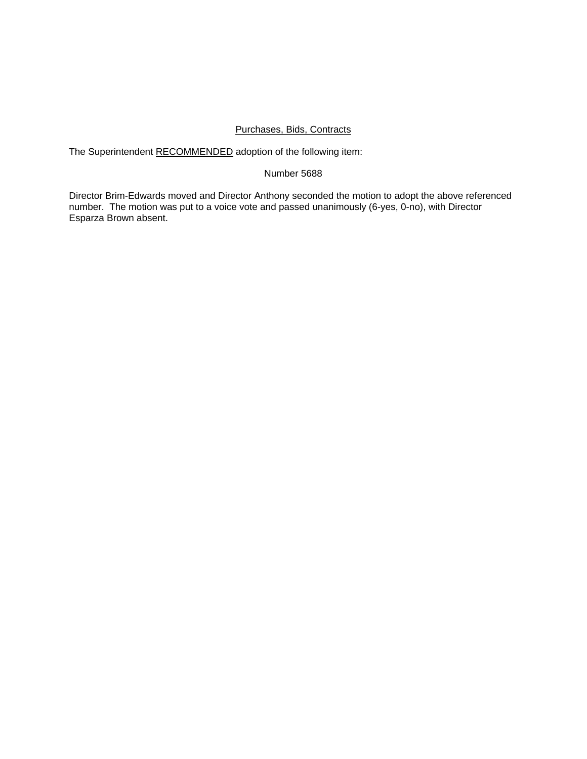<u>Purchases, Bids, Contracts</u>

The Superintendent <u>RECOMMENDED</u> adoption of the following item:

Number 5688

Director Brim-Edwards moved and Director Anthony seconded the motion to adopt the above referenced number. The motion was put to a voice vote and passed unanimously (6-yes, 0-no), with Director Esparza Brown absent.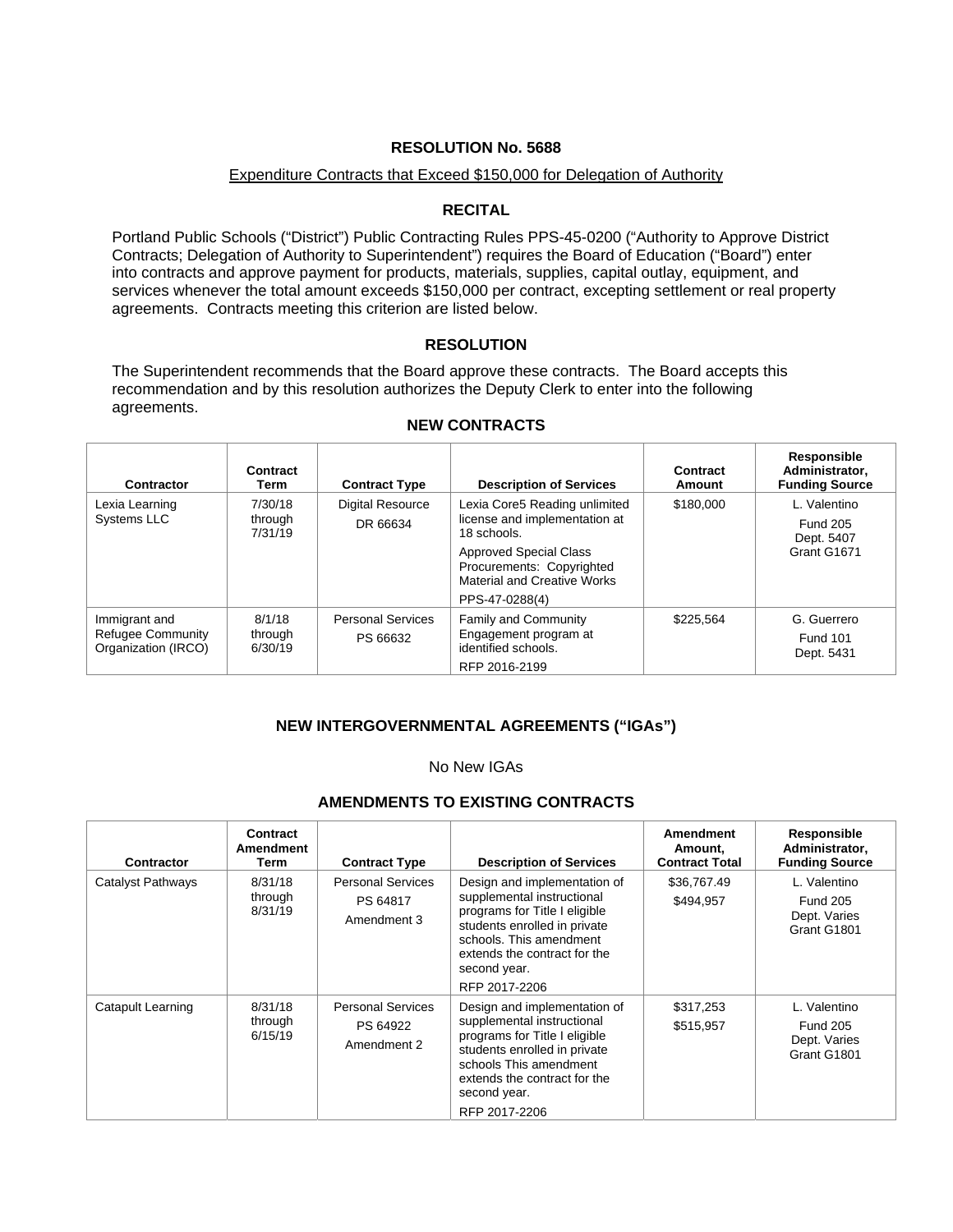# RESOLUTION No. 5688

Expenditure Contracts that Exceed $150,000 for Delegation of Authority

## RECITAL

Portland Public Schools ("District") Public Contracting Rules PPS-45-0200 ("Authority to Approve District Contracts; Delegation of Authority to Superintendent") requires the Board of Education ("Board") enter into contracts and approve payment for products, materials, supplies, capital outlay, equipment, and services whenever the total amount exceeds $150,000 per contract, excepting settlement or real property agreements. Contracts meeting this criterion are listed below.

## RESOLUTION

The Superintendent recommends that the Board approve these contracts. The Board accepts this recommendation and by this resolution authorizes the Deputy Clerk to enter into the following agreements.

### NEW CONTRACTS

| Contractor | Contract Term | Contract Type | Description of Services | Contract Amount | Responsible Administrator, Funding Source |
|---|---|---|---|---|---|
| Lexia Learning Systems LLC | 7/30/18 through 7/31/19 | Digital Resource DR 66634 | Lexia Core5 Reading unlimited license and implementation at 18 schools. Approved Special Class Procurements: Copyrighted Material and Creative Works PPS-47-0288(4) | $180,000 | L. Valentino Fund 205 Dept. 5407 Grant G1671 |
| Immigrant and Refugee Community Organization (IRCO) | 8/1/18 through 6/30/19 | Personal Services PS 66632 | Family and Community Engagement program at identified schools. RFP 2016-2199 | $225,564 | G. Guerrero Fund 101 Dept. 5431 |

### NEW INTERGOVERNMENTAL AGREEMENTS ("IGAs")

No New IGAs

### AMENDMENTS TO EXISTING CONTRACTS

| Contractor | Contract Amendment Term | Contract Type | Description of Services | Amendment Amount, Contract Total | Responsible Administrator, Funding Source |
|---|---|---|---|---|---|
| Catalyst Pathways | 8/31/18 through 8/31/19 | Personal Services PS 64817 Amendment 3 | Design and implementation of supplemental instructional programs for Title I eligible students enrolled in private schools. This amendment extends the contract for the second year. RFP 2017-2206 | $36,767.49 $494,957 | L. Valentino Fund 205 Dept. Varies Grant G1801 |
| Catapult Learning | 8/31/18 through 6/15/19 | Personal Services PS 64922 Amendment 2 | Design and implementation of supplemental instructional programs for Title I eligible students enrolled in private schools This amendment extends the contract for the second year. RFP 2017-2206 | $317,253 $515,957 | L. Valentino Fund 205 Dept. Varies Grant G1801 |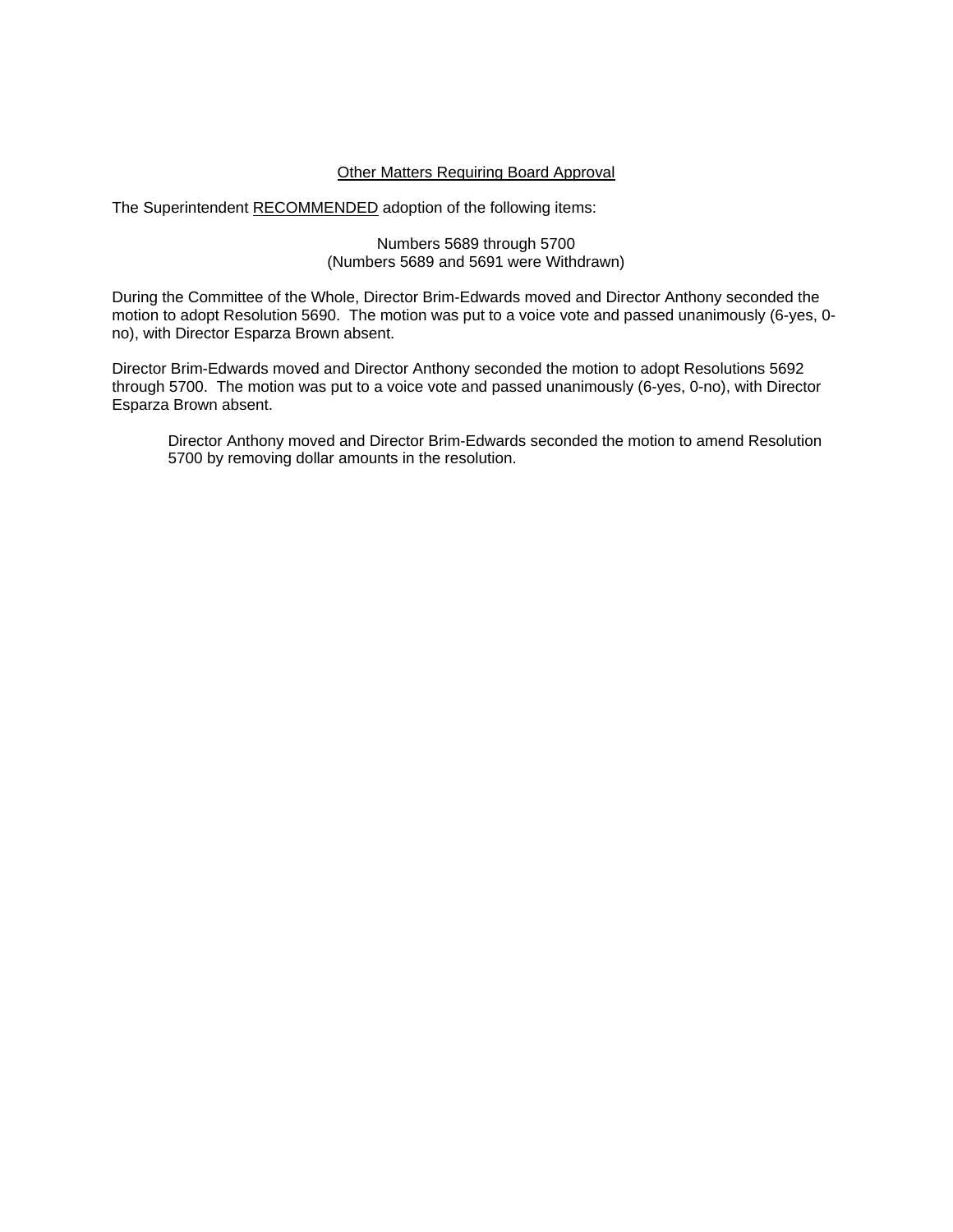<u>Other Matters Requiring Board Approval</u>

The Superintendent <u>RECOMMENDED</u> adoption of the following items:

Numbers 5689 through 5700
(Numbers 5689 and 5691 were Withdrawn)

During the Committee of the Whole, Director Brim-Edwards moved and Director Anthony seconded the motion to adopt Resolution 5690. The motion was put to a voice vote and passed unanimously (6-yes, 0-no), with Director Esparza Brown absent.

Director Brim-Edwards moved and Director Anthony seconded the motion to adopt Resolutions 5692 through 5700. The motion was put to a voice vote and passed unanimously (6-yes, 0-no), with Director Esparza Brown absent.

> Director Anthony moved and Director Brim-Edwards seconded the motion to amend Resolution 5700 by removing dollar amounts in the resolution.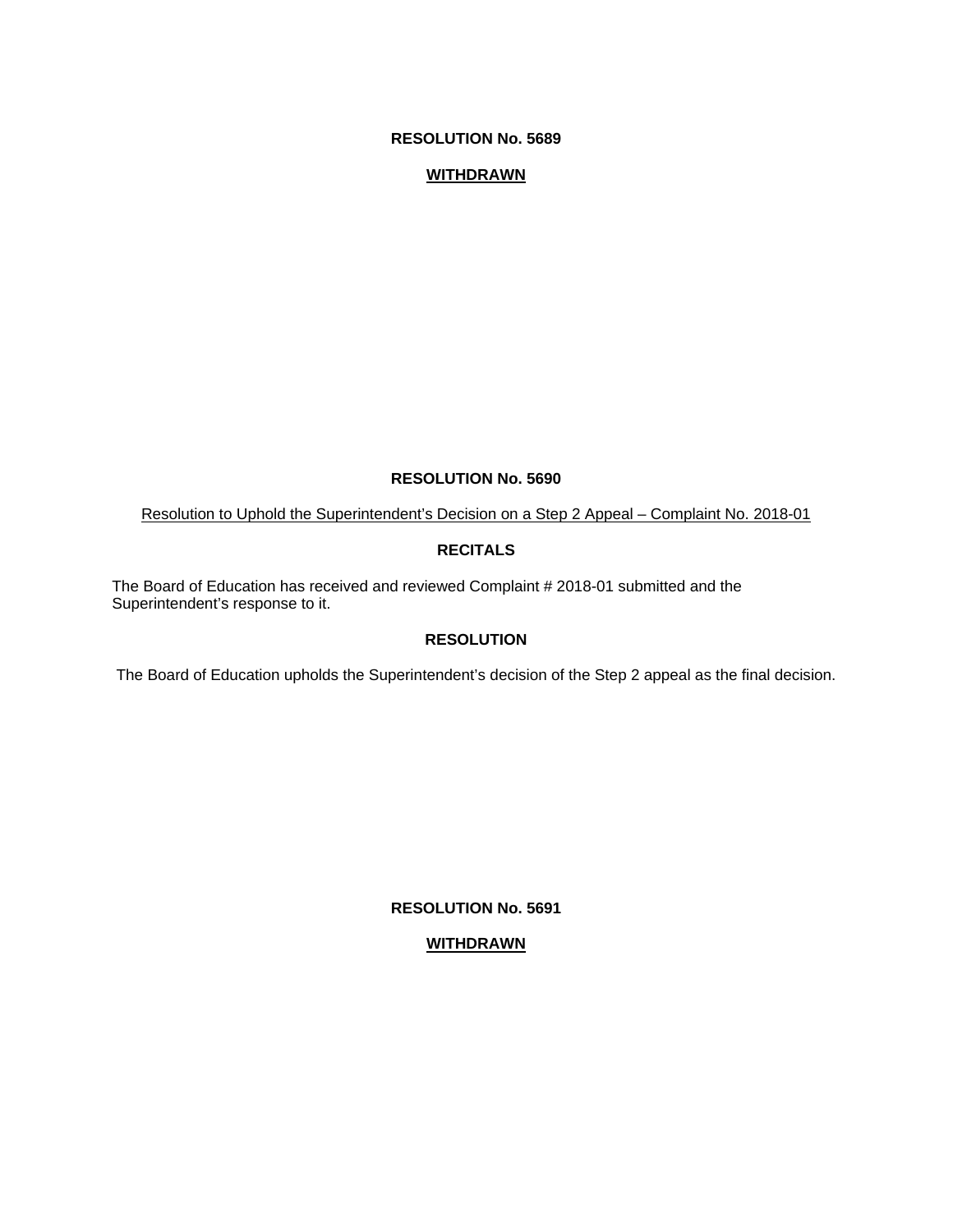**RESOLUTION No. 5689**

**WITHDRAWN**

**RESOLUTION No. 5690**

Resolution to Uphold the Superintendent's Decision on a Step 2 Appeal – Complaint No. 2018-01

**RECITALS**

The Board of Education has received and reviewed Complaint # 2018-01 submitted and the Superintendent's response to it.

**RESOLUTION**

The Board of Education upholds the Superintendent's decision of the Step 2 appeal as the final decision.

**RESOLUTION No. 5691**

**WITHDRAWN**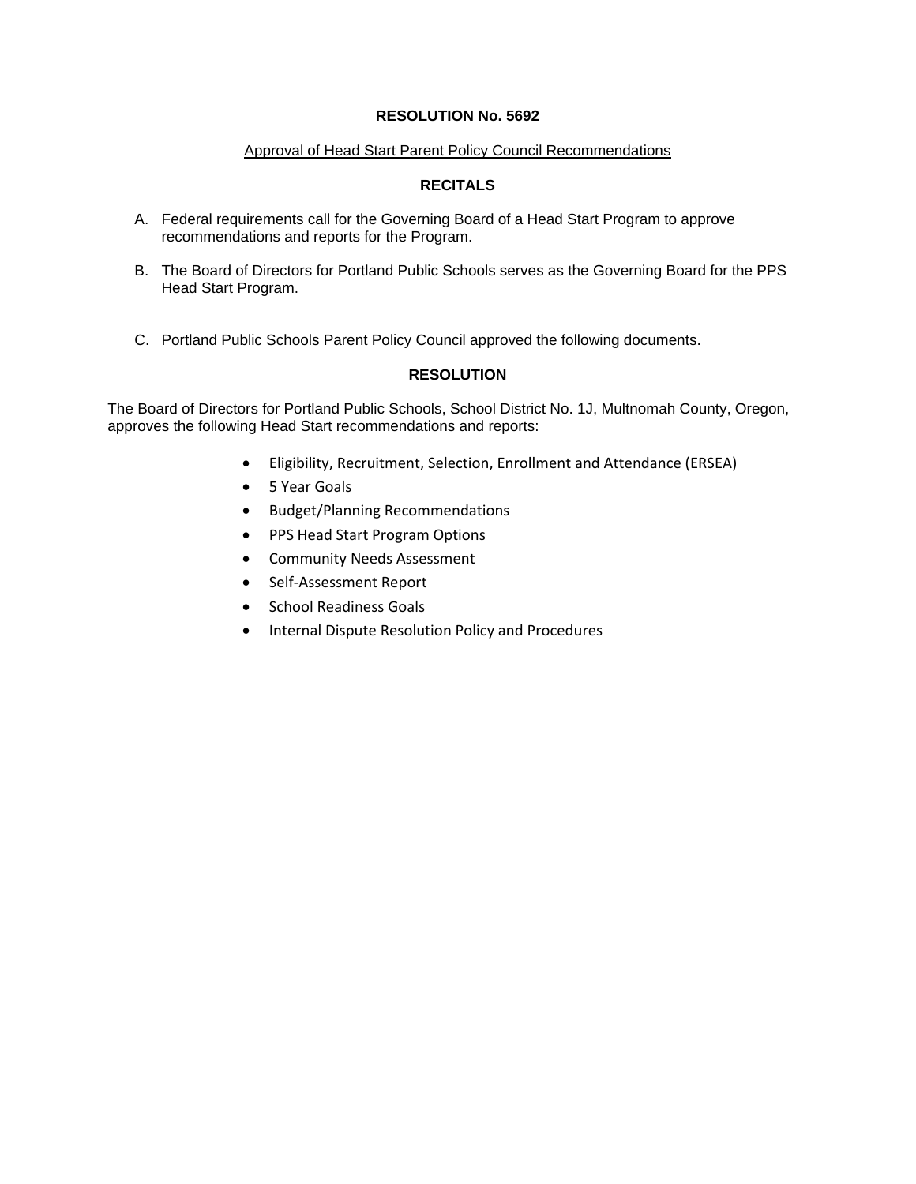**RESOLUTION No. 5692**

Approval of Head Start Parent Policy Council Recommendations

**RECITALS**

A. Federal requirements call for the Governing Board of a Head Start Program to approve recommendations and reports for the Program.

B. The Board of Directors for Portland Public Schools serves as the Governing Board for the PPS Head Start Program.

C. Portland Public Schools Parent Policy Council approved the following documents.

**RESOLUTION**

The Board of Directors for Portland Public Schools, School District No. 1J, Multnomah County, Oregon, approves the following Head Start recommendations and reports:

- Eligibility, Recruitment, Selection, Enrollment and Attendance (ERSEA)
- 5 Year Goals
- Budget/Planning Recommendations
- PPS Head Start Program Options
- Community Needs Assessment
- Self-Assessment Report
- School Readiness Goals
- Internal Dispute Resolution Policy and Procedures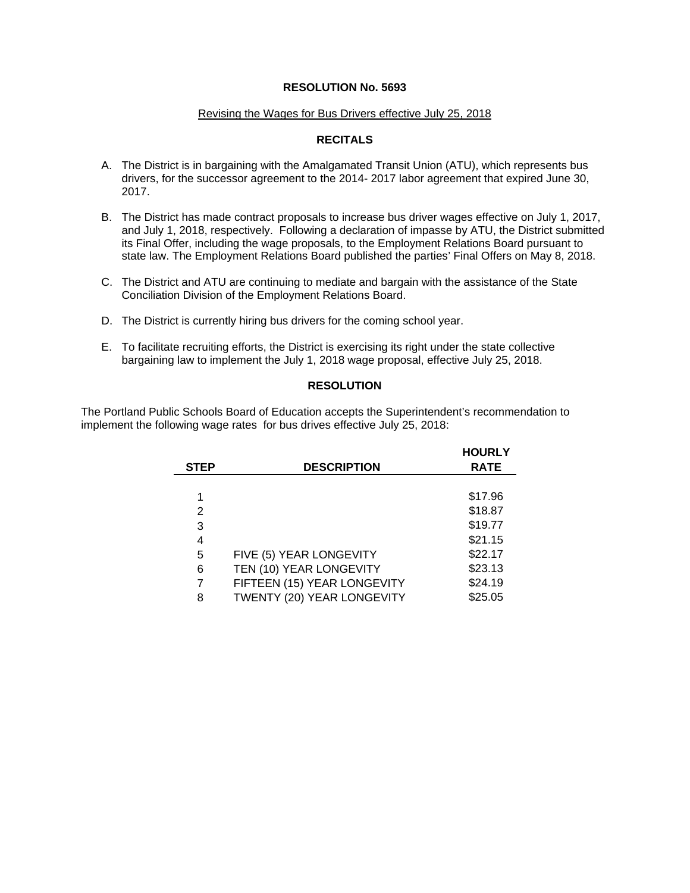**RESOLUTION No. 5693**

Revising the Wages for Bus Drivers effective July 25, 2018

**RECITALS**

A. The District is in bargaining with the Amalgamated Transit Union (ATU), which represents bus drivers, for the successor agreement to the 2014- 2017 labor agreement that expired June 30, 2017.

B. The District has made contract proposals to increase bus driver wages effective on July 1, 2017, and July 1, 2018, respectively. Following a declaration of impasse by ATU, the District submitted its Final Offer, including the wage proposals, to the Employment Relations Board pursuant to state law. The Employment Relations Board published the parties' Final Offers on May 8, 2018.

C. The District and ATU are continuing to mediate and bargain with the assistance of the State Conciliation Division of the Employment Relations Board.

D. The District is currently hiring bus drivers for the coming school year.

E. To facilitate recruiting efforts, the District is exercising its right under the state collective bargaining law to implement the July 1, 2018 wage proposal, effective July 25, 2018.

**RESOLUTION**

The Portland Public Schools Board of Education accepts the Superintendent's recommendation to implement the following wage rates for bus drives effective July 25, 2018:

| STEP | DESCRIPTION | HOURLY RATE |
|---|---|---|
| 1 | | $17.96 |
| 2 | | $18.87 |
| 3 | | $19.77 |
| 4 | | $21.15 |
| 5 | FIVE (5) YEAR LONGEVITY | $22.17 |
| 6 | TEN (10) YEAR LONGEVITY | $23.13 |
| 7 | FIFTEEN (15) YEAR LONGEVITY | $24.19 |
| 8 | TWENTY (20) YEAR LONGEVITY | $25.05 |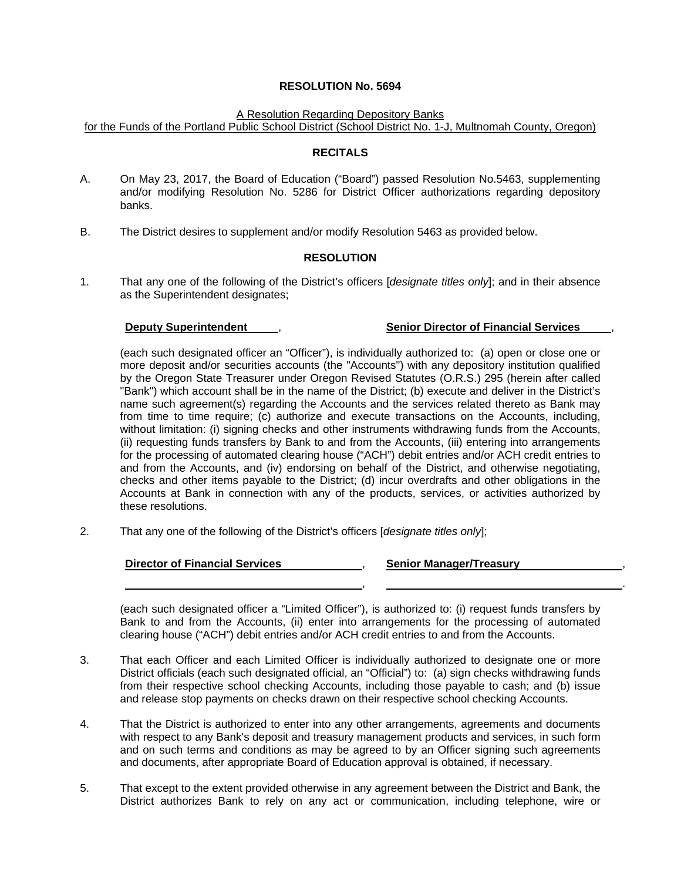**RESOLUTION No. 5694**

A Resolution Regarding Depository Banks
for the Funds of the Portland Public School District (School District No. 1-J, Multnomah County, Oregon)

**RECITALS**

A. On May 23, 2017, the Board of Education ("Board") passed Resolution No.5463, supplementing and/or modifying Resolution No. 5286 for District Officer authorizations regarding depository banks.

B. The District desires to supplement and/or modify Resolution 5463 as provided below.

**RESOLUTION**

1. That any one of the following of the District's officers [*designate titles only*]; and in their absence as the Superintendent designates;

   **Deputy Superintendent**, **Senior Director of Financial Services**,

   (each such designated officer an "Officer"), is individually authorized to: (a) open or close one or more deposit and/or securities accounts (the "Accounts") with any depository institution qualified by the Oregon State Treasurer under Oregon Revised Statutes (O.R.S.) 295 (herein after called "Bank") which account shall be in the name of the District; (b) execute and deliver in the District's name such agreement(s) regarding the Accounts and the services related thereto as Bank may from time to time require; (c) authorize and execute transactions on the Accounts, including, without limitation: (i) signing checks and other instruments withdrawing funds from the Accounts, (ii) requesting funds transfers by Bank to and from the Accounts, (iii) entering into arrangements for the processing of automated clearing house ("ACH") debit entries and/or ACH credit entries to and from the Accounts, and (iv) endorsing on behalf of the District, and otherwise negotiating, checks and other items payable to the District; (d) incur overdrafts and other obligations in the Accounts at Bank in connection with any of the products, services, or activities authorized by these resolutions.

2. That any one of the following of the District's officers [*designate titles only*];

   **Director of Financial Services**, **Senior Manager/Treasury**,

   ______________________, ______________________.

   (each such designated officer a "Limited Officer"), is authorized to: (i) request funds transfers by Bank to and from the Accounts, (ii) enter into arrangements for the processing of automated clearing house ("ACH") debit entries and/or ACH credit entries to and from the Accounts.

3. That each Officer and each Limited Officer is individually authorized to designate one or more District officials (each such designated official, an "Official") to: (a) sign checks withdrawing funds from their respective school checking Accounts, including those payable to cash; and (b) issue and release stop payments on checks drawn on their respective school checking Accounts.

4. That the District is authorized to enter into any other arrangements, agreements and documents with respect to any Bank's deposit and treasury management products and services, in such form and on such terms and conditions as may be agreed to by an Officer signing such agreements and documents, after appropriate Board of Education approval is obtained, if necessary.

5. That except to the extent provided otherwise in any agreement between the District and Bank, the District authorizes Bank to rely on any act or communication, including telephone, wire or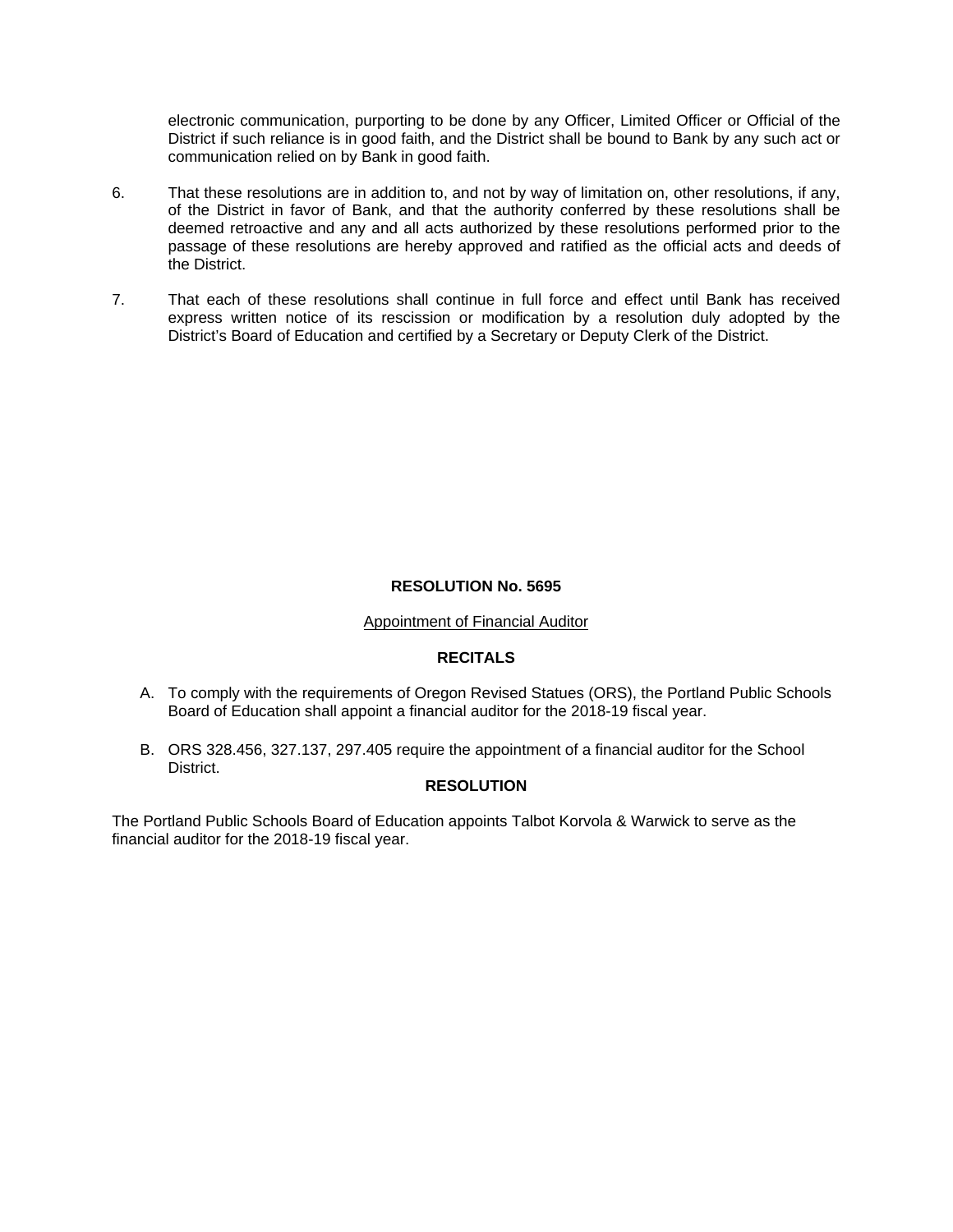electronic communication, purporting to be done by any Officer, Limited Officer or Official of the District if such reliance is in good faith, and the District shall be bound to Bank by any such act or communication relied on by Bank in good faith.

6. That these resolutions are in addition to, and not by way of limitation on, other resolutions, if any, of the District in favor of Bank, and that the authority conferred by these resolutions shall be deemed retroactive and any and all acts authorized by these resolutions performed prior to the passage of these resolutions are hereby approved and ratified as the official acts and deeds of the District.

7. That each of these resolutions shall continue in full force and effect until Bank has received express written notice of its rescission or modification by a resolution duly adopted by the District's Board of Education and certified by a Secretary or Deputy Clerk of the District.

**RESOLUTION No. 5695**

Appointment of Financial Auditor

**RECITALS**

A. To comply with the requirements of Oregon Revised Statues (ORS), the Portland Public Schools Board of Education shall appoint a financial auditor for the 2018-19 fiscal year.

B. ORS 328.456, 327.137, 297.405 require the appointment of a financial auditor for the School District.

**RESOLUTION**

The Portland Public Schools Board of Education appoints Talbot Korvola & Warwick to serve as the financial auditor for the 2018-19 fiscal year.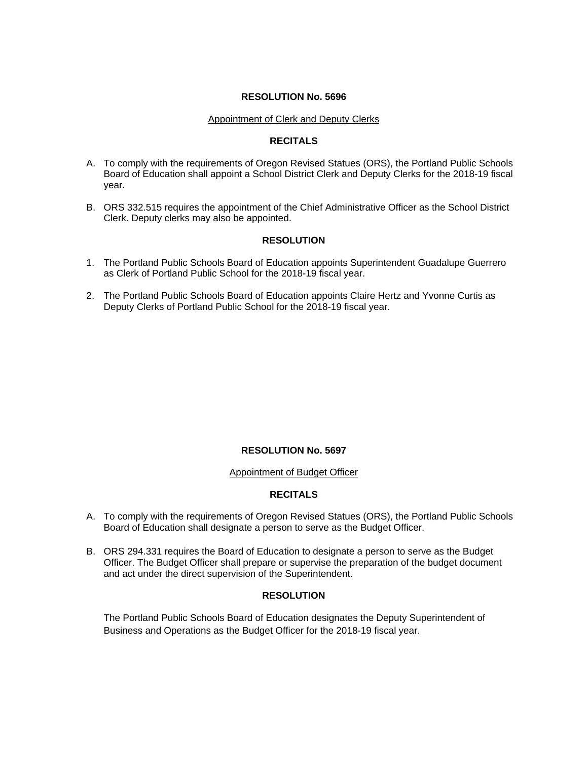**RESOLUTION No. 5696**

Appointment of Clerk and Deputy Clerks

**RECITALS**

A. To comply with the requirements of Oregon Revised Statues (ORS), the Portland Public Schools Board of Education shall appoint a School District Clerk and Deputy Clerks for the 2018-19 fiscal year.

B. ORS 332.515 requires the appointment of the Chief Administrative Officer as the School District Clerk. Deputy clerks may also be appointed.

**RESOLUTION**

1. The Portland Public Schools Board of Education appoints Superintendent Guadalupe Guerrero as Clerk of Portland Public School for the 2018-19 fiscal year.

2. The Portland Public Schools Board of Education appoints Claire Hertz and Yvonne Curtis as Deputy Clerks of Portland Public School for the 2018-19 fiscal year.

**RESOLUTION No. 5697**

Appointment of Budget Officer

**RECITALS**

A. To comply with the requirements of Oregon Revised Statues (ORS), the Portland Public Schools Board of Education shall designate a person to serve as the Budget Officer.

B. ORS 294.331 requires the Board of Education to designate a person to serve as the Budget Officer. The Budget Officer shall prepare or supervise the preparation of the budget document and act under the direct supervision of the Superintendent.

**RESOLUTION**

The Portland Public Schools Board of Education designates the Deputy Superintendent of Business and Operations as the Budget Officer for the 2018-19 fiscal year.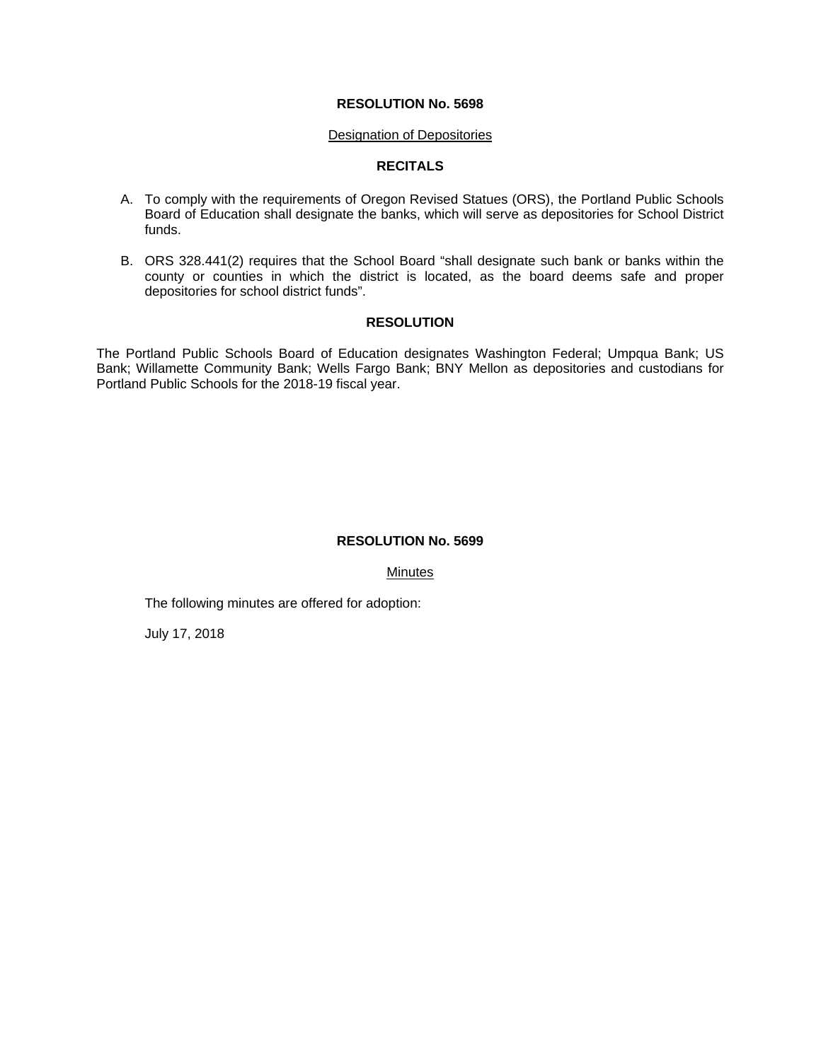**RESOLUTION No. 5698**

Designation of Depositories

**RECITALS**

A. To comply with the requirements of Oregon Revised Statues (ORS), the Portland Public Schools Board of Education shall designate the banks, which will serve as depositories for School District funds.

B. ORS 328.441(2) requires that the School Board "shall designate such bank or banks within the county or counties in which the district is located, as the board deems safe and proper depositories for school district funds".

**RESOLUTION**

The Portland Public Schools Board of Education designates Washington Federal; Umpqua Bank; US Bank; Willamette Community Bank; Wells Fargo Bank; BNY Mellon as depositories and custodians for Portland Public Schools for the 2018-19 fiscal year.

**RESOLUTION No. 5699**

Minutes

The following minutes are offered for adoption:

July 17, 2018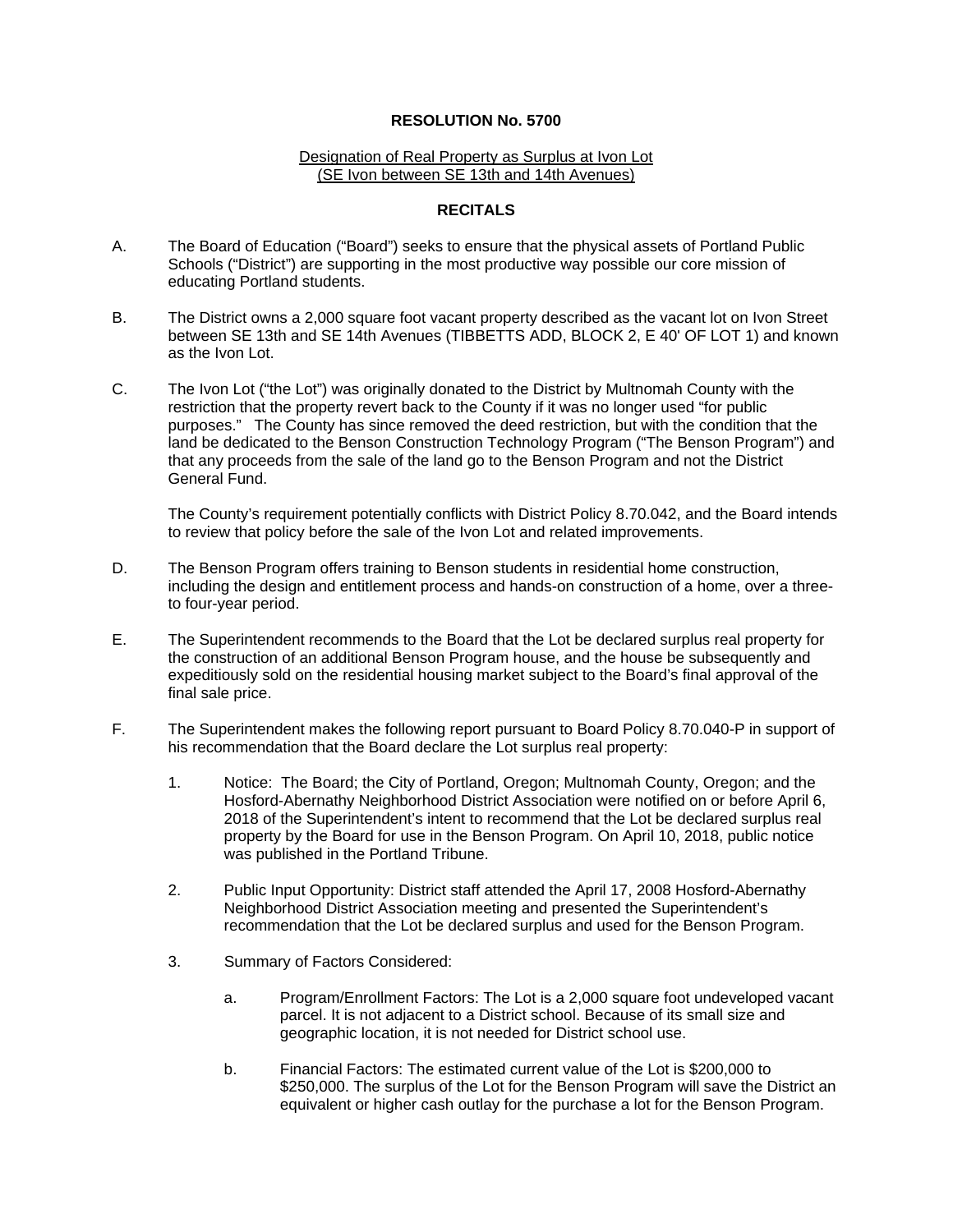**RESOLUTION No. 5700**

Designation of Real Property as Surplus at Ivon Lot
(SE Ivon between SE 13th and 14th Avenues)

**RECITALS**

A. The Board of Education ("Board") seeks to ensure that the physical assets of Portland Public Schools ("District") are supporting in the most productive way possible our core mission of educating Portland students.

B. The District owns a 2,000 square foot vacant property described as the vacant lot on Ivon Street between SE 13th and SE 14th Avenues (TIBBETTS ADD, BLOCK 2, E 40' OF LOT 1) and known as the Ivon Lot.

C. The Ivon Lot ("the Lot") was originally donated to the District by Multnomah County with the restriction that the property revert back to the County if it was no longer used "for public purposes." The County has since removed the deed restriction, but with the condition that the land be dedicated to the Benson Construction Technology Program ("The Benson Program") and that any proceeds from the sale of the land go to the Benson Program and not the District General Fund.

   The County's requirement potentially conflicts with District Policy 8.70.042, and the Board intends to review that policy before the sale of the Ivon Lot and related improvements.

D. The Benson Program offers training to Benson students in residential home construction, including the design and entitlement process and hands-on construction of a home, over a three- to four-year period.

E. The Superintendent recommends to the Board that the Lot be declared surplus real property for the construction of an additional Benson Program house, and the house be subsequently and expeditiously sold on the residential housing market subject to the Board's final approval of the final sale price.

F. The Superintendent makes the following report pursuant to Board Policy 8.70.040-P in support of his recommendation that the Board declare the Lot surplus real property:

   1. Notice: The Board; the City of Portland, Oregon; Multnomah County, Oregon; and the Hosford-Abernathy Neighborhood District Association were notified on or before April 6, 2018 of the Superintendent's intent to recommend that the Lot be declared surplus real property by the Board for use in the Benson Program. On April 10, 2018, public notice was published in the Portland Tribune.

   2. Public Input Opportunity: District staff attended the April 17, 2008 Hosford-Abernathy Neighborhood District Association meeting and presented the Superintendent's recommendation that the Lot be declared surplus and used for the Benson Program.

   3. Summary of Factors Considered:

      a. Program/Enrollment Factors: The Lot is a 2,000 square foot undeveloped vacant parcel. It is not adjacent to a District school. Because of its small size and geographic location, it is not needed for District school use.

      b. Financial Factors: The estimated current value of the Lot is \$200,000 to \$250,000. The surplus of the Lot for the Benson Program will save the District an equivalent or higher cash outlay for the purchase a lot for the Benson Program.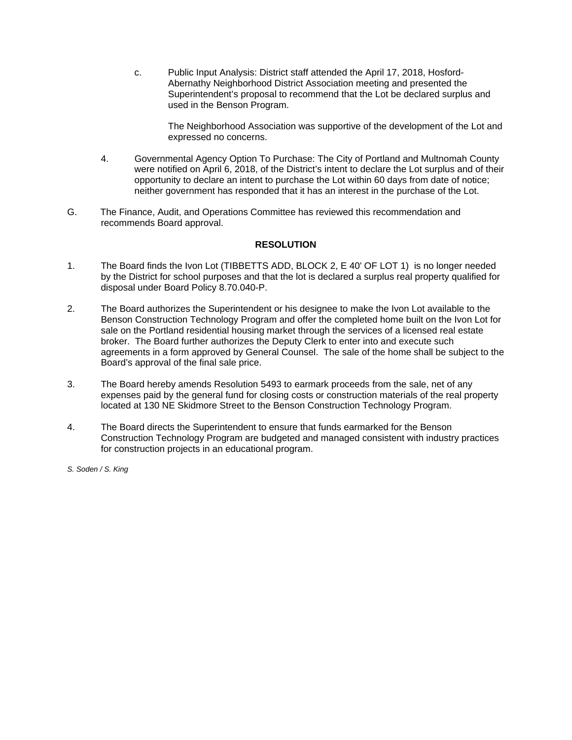c. Public Input Analysis: District staff attended the April 17, 2018, Hosford-Abernathy Neighborhood District Association meeting and presented the Superintendent's proposal to recommend that the Lot be declared surplus and used in the Benson Program.

   The Neighborhood Association was supportive of the development of the Lot and expressed no concerns.

4. Governmental Agency Option To Purchase: The City of Portland and Multnomah County were notified on April 6, 2018, of the District's intent to declare the Lot surplus and of their opportunity to declare an intent to purchase the Lot within 60 days from date of notice; neither government has responded that it has an interest in the purchase of the Lot.

G. The Finance, Audit, and Operations Committee has reviewed this recommendation and recommends Board approval.

**RESOLUTION**

1. The Board finds the Ivon Lot (TIBBETTS ADD, BLOCK 2, E 40' OF LOT 1) is no longer needed by the District for school purposes and that the lot is declared a surplus real property qualified for disposal under Board Policy 8.70.040-P.

2. The Board authorizes the Superintendent or his designee to make the Ivon Lot available to the Benson Construction Technology Program and offer the completed home built on the Ivon Lot for sale on the Portland residential housing market through the services of a licensed real estate broker. The Board further authorizes the Deputy Clerk to enter into and execute such agreements in a form approved by General Counsel. The sale of the home shall be subject to the Board's approval of the final sale price.

3. The Board hereby amends Resolution 5493 to earmark proceeds from the sale, net of any expenses paid by the general fund for closing costs or construction materials of the real property located at 130 NE Skidmore Street to the Benson Construction Technology Program.

4. The Board directs the Superintendent to ensure that funds earmarked for the Benson Construction Technology Program are budgeted and managed consistent with industry practices for construction projects in an educational program.

*S. Soden / S. King*